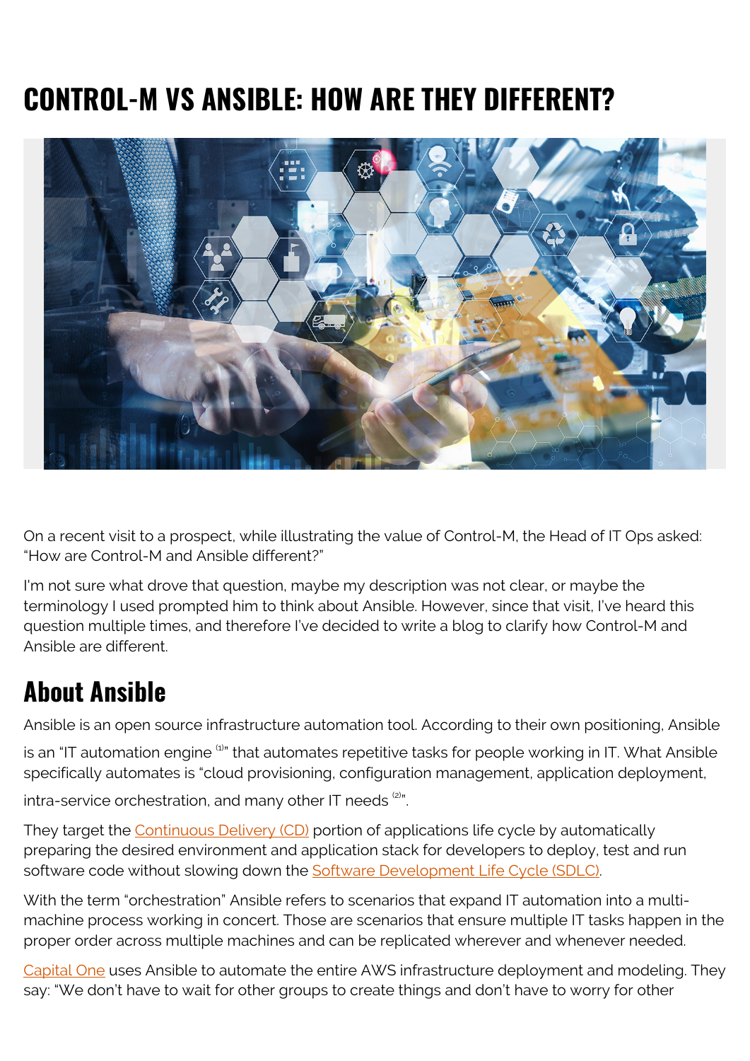# CONTROL-M VS ANSIBLE: HOW ARE THEY DIFFERENT?

On a recent visit to a prospect, while illustrating the value of Control-M, the Head of IT Ops asked: "How are Control-M and Ansible different?"

I'm not sure what drove that question, maybe my description was not clear, or maybe the terminology I used prompted him to think about Ansible. However, since that visit, I've heard this question multiple times, and therefore I've decided to write a blog to clarify how Control-M and Ansible are different.

## About Ansible

Ansible is an open source infrastructure automation tool. According to their own positioning, Ansible is an "IT automation engine [(1)]" that automates repetitive tasks for people working in IT. What Ansible specifically automates is "cloud provisioning, configuration management, application deployment, intra-service orchestration, and many other IT needs [(2)]".

They target the Continuous Delivery (CD) portion of applications life cycle by automatically preparing the desired environment and application stack for developers to deploy, test and run software code without slowing down the Software Development Life Cycle (SDLC).

With the term "orchestration" Ansible refers to scenarios that expand IT automation into a multi-machine process working in concert. Those are scenarios that ensure multiple IT tasks happen in the proper order across multiple machines and can be replicated wherever and whenever needed.

Capital One uses Ansible to automate the entire AWS infrastructure deployment and modeling. They say: "We don't have to wait for other groups to create things and don't have to worry for other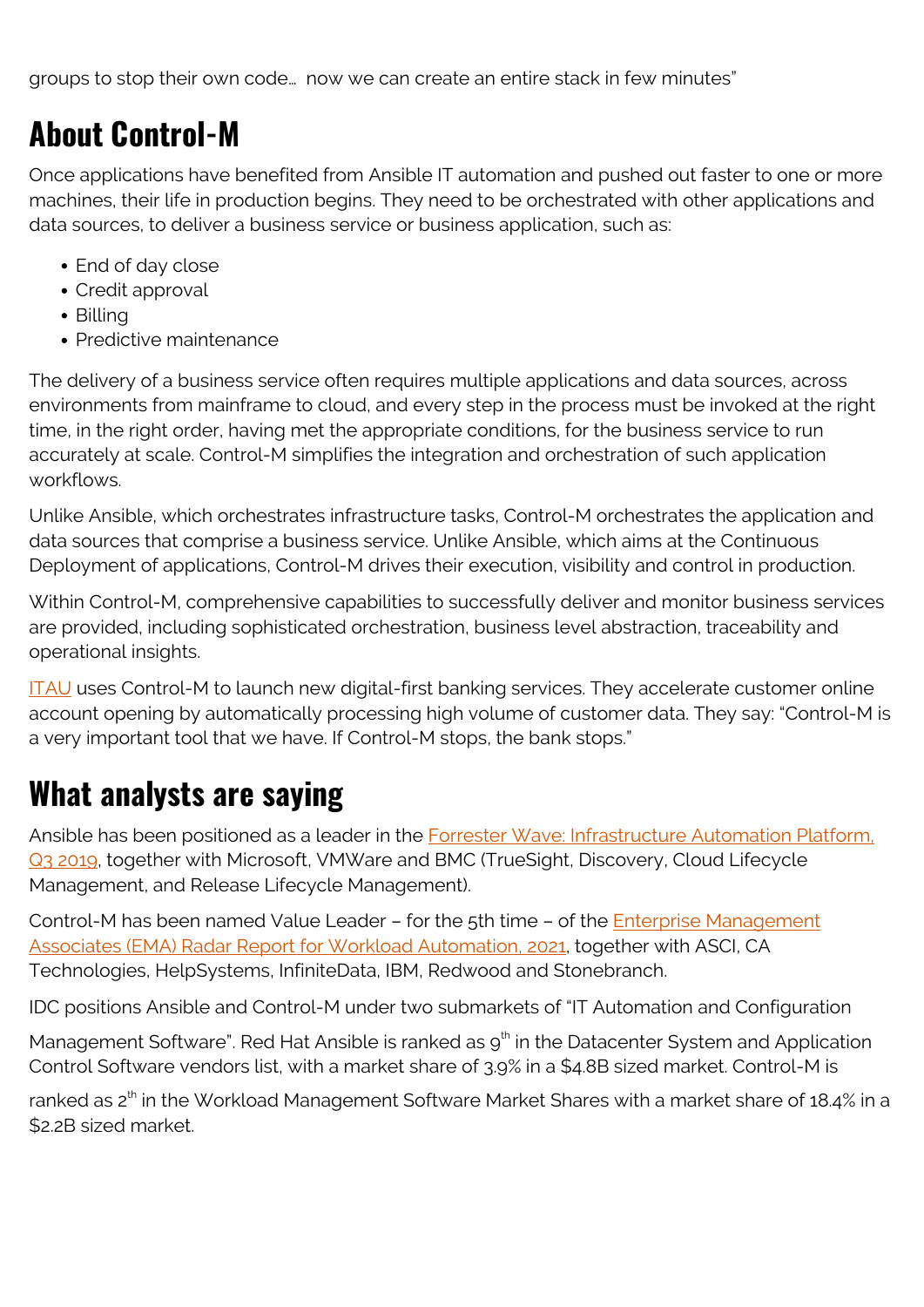groups to stop their own code… now we can create an entire stack in few minutes"

## About Control-M

Once applications have benefited from Ansible IT automation and pushed out faster to one or more machines, their life in production begins. They need to be orchestrated with other applications and data sources, to deliver a business service or business application, such as:

- End of day close
- Credit approval
- Billing
- Predictive maintenance

The delivery of a business service often requires multiple applications and data sources, across environments from mainframe to cloud, and every step in the process must be invoked at the right time, in the right order, having met the appropriate conditions, for the business service to run accurately at scale. Control-M simplifies the integration and orchestration of such application workflows.

Unlike Ansible, which orchestrates infrastructure tasks, Control-M orchestrates the application and data sources that comprise a business service. Unlike Ansible, which aims at the Continuous Deployment of applications, Control-M drives their execution, visibility and control in production.

Within Control-M, comprehensive capabilities to successfully deliver and monitor business services are provided, including sophisticated orchestration, business level abstraction, traceability and operational insights.

ITAU uses Control-M to launch new digital-first banking services. They accelerate customer online account opening by automatically processing high volume of customer data. They say: "Control-M is a very important tool that we have. If Control-M stops, the bank stops."

## What analysts are saying

Ansible has been positioned as a leader in the Forrester Wave: Infrastructure Automation Platform, Q3 2019, together with Microsoft, VMWare and BMC (TrueSight, Discovery, Cloud Lifecycle Management, and Release Lifecycle Management).

Control-M has been named Value Leader – for the 5th time – of the Enterprise Management Associates (EMA) Radar Report for Workload Automation, 2021, together with ASCI, CA Technologies, HelpSystems, InfiniteData, IBM, Redwood and Stonebranch.

IDC positions Ansible and Control-M under two submarkets of "IT Automation and Configuration Management Software". Red Hat Ansible is ranked as 9th in the Datacenter System and Application Control Software vendors list, with a market share of 3.9% in a $4.8B sized market. Control-M is ranked as 2th in the Workload Management Software Market Shares with a market share of 18.4% in a $2.2B sized market.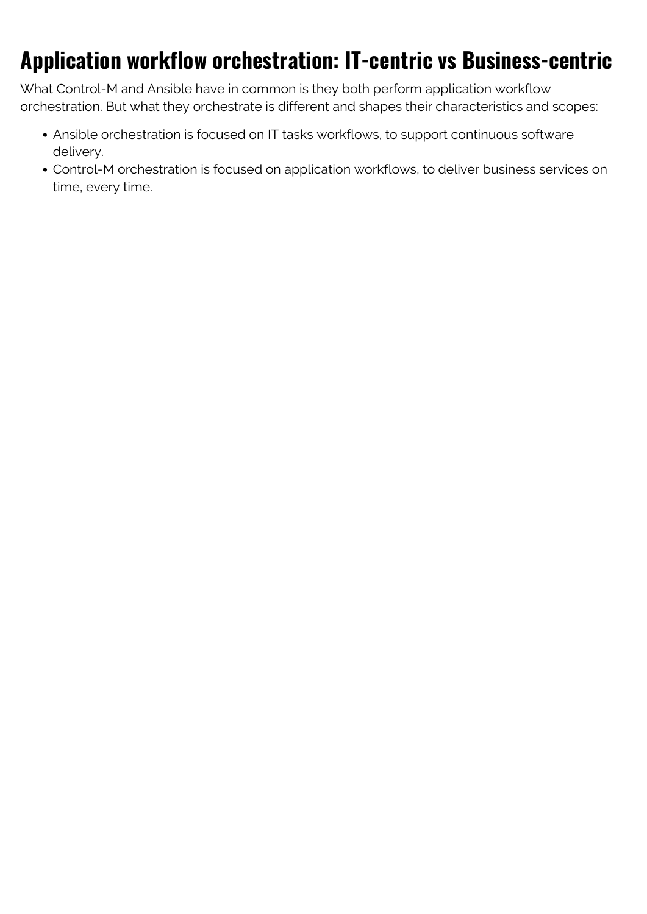## Application workflow orchestration: IT-centric vs Business-centric

What Control-M and Ansible have in common is they both perform application workflow orchestration. But what they orchestrate is different and shapes their characteristics and scopes:

- Ansible orchestration is focused on IT tasks workflows, to support continuous software delivery.
- Control-M orchestration is focused on application workflows, to deliver business services on time, every time.